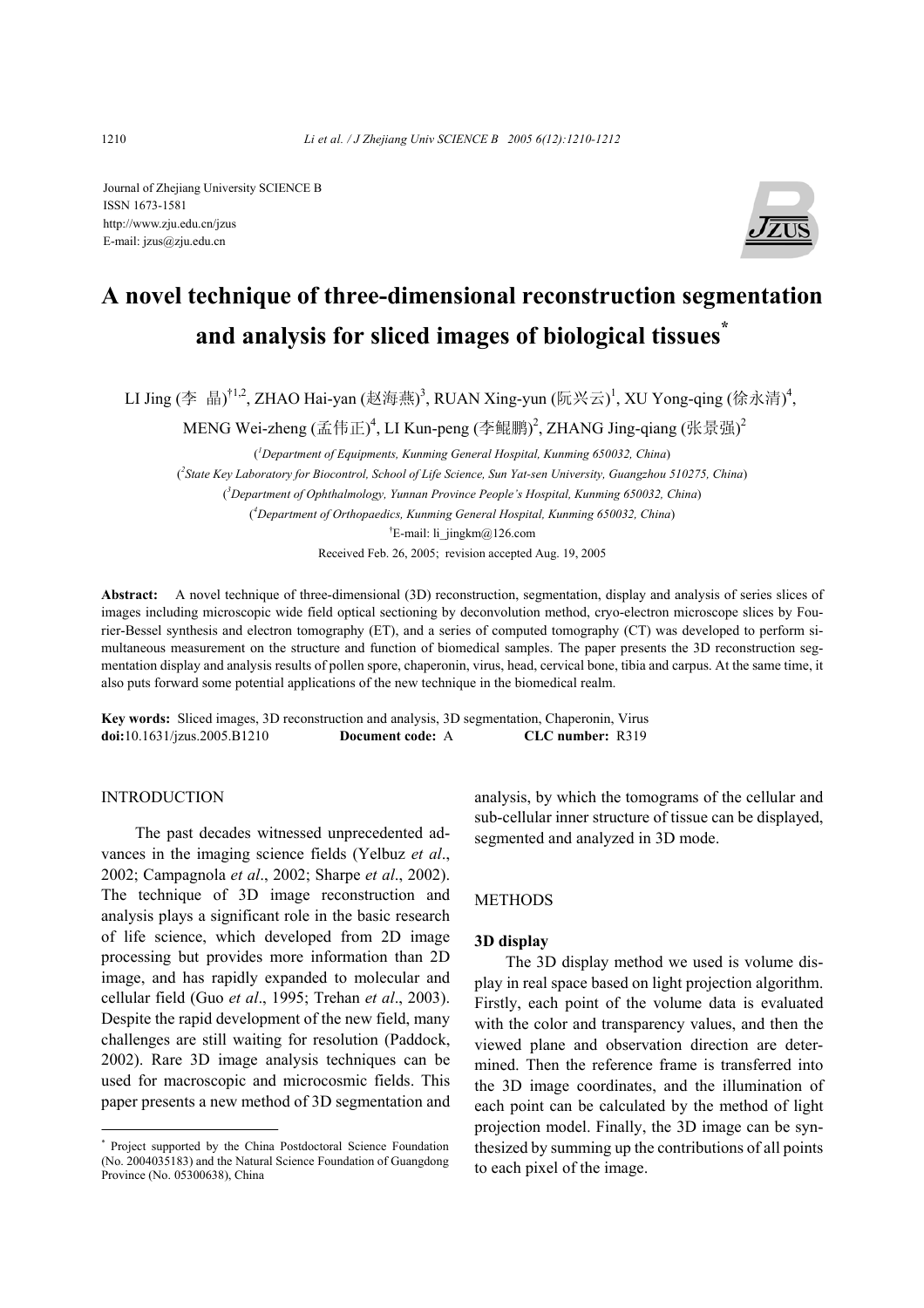Journal of Zhejiang University SCIENCE B
ISSN 1673-1581
http://www.zju.edu.cn/jzus
E-mail: jzus@zju.edu.cn

# A novel technique of three-dimensional reconstruction segmentation and analysis for sliced images of biological tissues*

LI Jing (李 晶)[†1,2], ZHAO Hai-yan (赵海燕)[3], RUAN Xing-yun (阮兴云)[1], XU Yong-qing (徐永清)[4], MENG Wei-zheng (孟伟正)[4], LI Kun-peng (李鲲鹏)[2], ZHANG Jing-qiang (张景强)[2]

([1]*Department of Equipments, Kunming General Hospital, Kunming 650032, China*)

([2]*State Key Laboratory for Biocontrol, School of Life Science, Sun Yat-sen University, Guangzhou 510275, China*)

([3]*Department of Ophthalmology, Yunnan Province People's Hospital, Kunming 650032, China*)

([4]*Department of Orthopaedics, Kunming General Hospital, Kunming 650032, China*)

[†]E-mail: li_jingkm@126.com

Received Feb. 26, 2005; revision accepted Aug. 19, 2005

**Abstract:** A novel technique of three-dimensional (3D) reconstruction, segmentation, display and analysis of series slices of images including microscopic wide field optical sectioning by deconvolution method, cryo-electron microscope slices by Fourier-Bessel synthesis and electron tomography (ET), and a series of computed tomography (CT) was developed to perform simultaneous measurement on the structure and function of biomedical samples. The paper presents the 3D reconstruction segmentation display and analysis results of pollen spore, chaperonin, virus, head, cervical bone, tibia and carpus. At the same time, it also puts forward some potential applications of the new technique in the biomedical realm.

**Key words:** Sliced images, 3D reconstruction and analysis, 3D segmentation, Chaperonin, Virus
**doi:**10.1631/jzus.2005.B1210 **Document code:** A **CLC number:** R319

## INTRODUCTION

The past decades witnessed unprecedented advances in the imaging science fields (Yelbuz *et al*., 2002; Campagnola *et al*., 2002; Sharpe *et al*., 2002). The technique of 3D image reconstruction and analysis plays a significant role in the basic research of life science, which developed from 2D image processing but provides more information than 2D image, and has rapidly expanded to molecular and cellular field (Guo *et al*., 1995; Trehan *et al*., 2003). Despite the rapid development of the new field, many challenges are still waiting for resolution (Paddock, 2002). Rare 3D image analysis techniques can be used for macroscopic and microcosmic fields. This paper presents a new method of 3D segmentation and analysis, by which the tomograms of the cellular and sub-cellular inner structure of tissue can be displayed, segmented and analyzed in 3D mode.

## METHODS

### 3D display

The 3D display method we used is volume display in real space based on light projection algorithm. Firstly, each point of the volume data is evaluated with the color and transparency values, and then the viewed plane and observation direction are determined. Then the reference frame is transferred into the 3D image coordinates, and the illumination of each point can be calculated by the method of light projection model. Finally, the 3D image can be synthesized by summing up the contributions of all points to each pixel of the image.

---

* Project supported by the China Postdoctoral Science Foundation (No. 2004035183) and the Natural Science Foundation of Guangdong Province (No. 05300638), China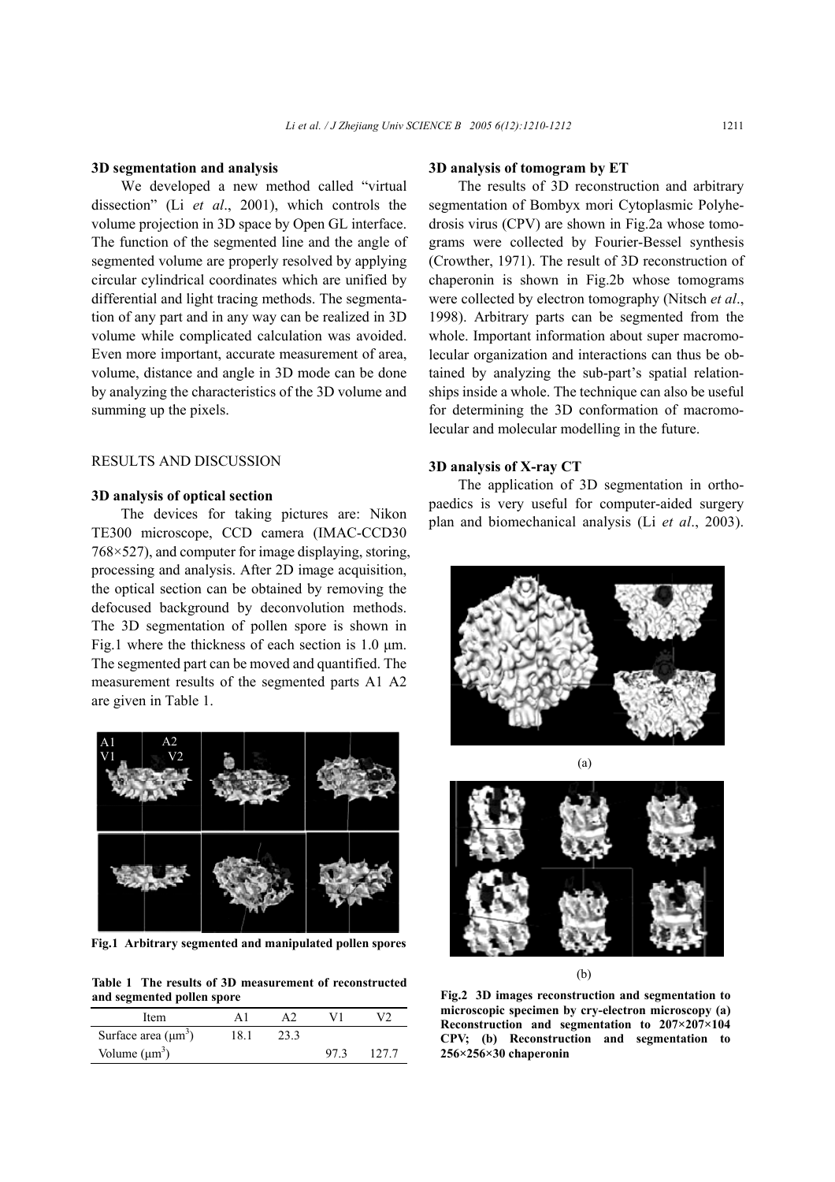### 3D segmentation and analysis

We developed a new method called "virtual dissection" (Li *et al*., 2001), which controls the volume projection in 3D space by Open GL interface. The function of the segmented line and the angle of segmented volume are properly resolved by applying circular cylindrical coordinates which are unified by differential and light tracing methods. The segmentation of any part and in any way can be realized in 3D volume while complicated calculation was avoided. Even more important, accurate measurement of area, volume, distance and angle in 3D mode can be done by analyzing the characteristics of the 3D volume and summing up the pixels.

## RESULTS AND DISCUSSION

### 3D analysis of optical section

The devices for taking pictures are: Nikon TE300 microscope, CCD camera (IMAC-CCD30 768×527), and computer for image displaying, storing, processing and analysis. After 2D image acquisition, the optical section can be obtained by removing the defocused background by deconvolution methods. The 3D segmentation of pollen spore is shown in Fig.1 where the thickness of each section is 1.0 μm. The segmented part can be moved and quantified. The measurement results of the segmented parts A1 A2 are given in Table 1.

**Fig.1 Arbitrary segmented and manipulated pollen spores**

**Table 1 The results of 3D measurement of reconstructed and segmented pollen spore**

| Item | A1 | A2 | V1 | V2 |
|---|---|---|---|---|
| Surface area ($\mu m^3$) | 18.1 | 23.3 | | |
| Volume ($\mu m^3$) | | | 97.3 | 127.7 |

### 3D analysis of tomogram by ET

The results of 3D reconstruction and arbitrary segmentation of Bombyx mori Cytoplasmic Polyhedrosis virus (CPV) are shown in Fig.2a whose tomograms were collected by Fourier-Bessel synthesis (Crowther, 1971). The result of 3D reconstruction of chaperonin is shown in Fig.2b whose tomograms were collected by electron tomography (Nitsch *et al*., 1998). Arbitrary parts can be segmented from the whole. Important information about super macromolecular organization and interactions can thus be obtained by analyzing the sub-part's spatial relationships inside a whole. The technique can also be useful for determining the 3D conformation of macromolecular and molecular modelling in the future.

### 3D analysis of X-ray CT

The application of 3D segmentation in orthopaedics is very useful for computer-aided surgery plan and biomechanical analysis (Li *et al*., 2003).

**Fig.2 3D images reconstruction and segmentation to microscopic specimen by cry-electron microscopy (a) Reconstruction and segmentation to 207×207×104 CPV; (b) Reconstruction and segmentation to 256×256×30 chaperonin**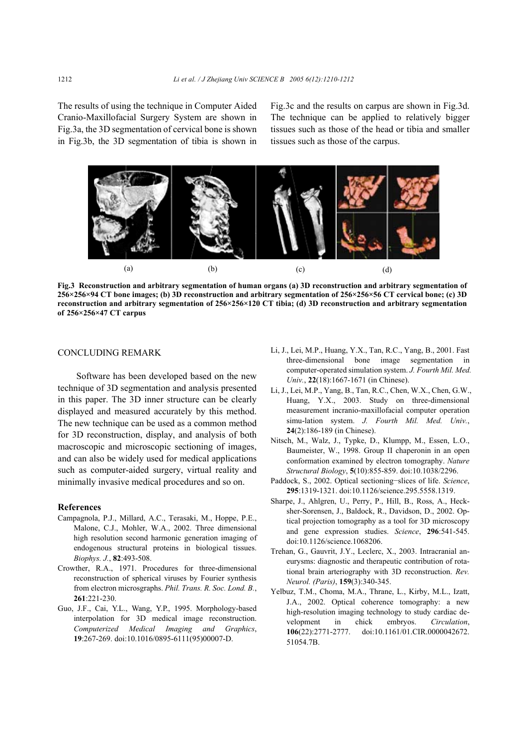The results of using the technique in Computer Aided Cranio-Maxillofacial Surgery System are shown in Fig.3a, the 3D segmentation of cervical bone is shown in Fig.3b, the 3D segmentation of tibia is shown in Fig.3c and the results on carpus are shown in Fig.3d. The technique can be applied to relatively bigger tissues such as those of the head or tibia and smaller tissues such as those of the carpus.

(a) (b) (c) (d)

**Fig.3 Reconstruction and arbitrary segmentation of human organs (a) 3D reconstruction and arbitrary segmentation of 256×256×94 CT bone images; (b) 3D reconstruction and arbitrary segmentation of 256×256×56 CT cervical bone; (c) 3D reconstruction and arbitrary segmentation of 256×256×120 CT tibia; (d) 3D reconstruction and arbitrary segmentation of 256×256×47 CT carpus**

## CONCLUDING REMARK

Software has been developed based on the new technique of 3D segmentation and analysis presented in this paper. The 3D inner structure can be clearly displayed and measured accurately by this method. The new technique can be used as a common method for 3D reconstruction, display, and analysis of both macroscopic and microscopic sectioning of images, and can also be widely used for medical applications such as computer-aided surgery, virtual reality and minimally invasive medical procedures and so on.

### References

Campagnola, P.J., Millard, A.C., Terasaki, M., Hoppe, P.E., Malone, C.J., Mohler, W.A., 2002. Three dimensional high resolution second harmonic generation imaging of endogenous structural proteins in biological tissues. *Biophys. J.*, **82**:493-508.

Crowther, R.A., 1971. Procedures for three-dimensional reconstruction of spherical viruses by Fourier synthesis from electron micrographs. *Phil. Trans. R. Soc. Lond. B.*, **261**:221-230.

Guo, J.F., Cai, Y.L., Wang, Y.P., 1995. Morphology-based interpolation for 3D medical image reconstruction. *Computerized Medical Imaging and Graphics*, **19**:267-269. doi:10.1016/0895-6111(95)00007-D.

Li, J., Lei, M.P., Huang, Y.X., Tan, R.C., Yang, B., 2001. Fast three-dimensional bone image segmentation in computer-operated simulation system. *J. Fourth Mil. Med. Univ.*, **22**(18):1667-1671 (in Chinese).

Li, J., Lei, M.P., Yang, B., Tan, R.C., Chen, W.X., Chen, G.W., Huang, Y.X., 2003. Study on three-dimensional measurement incranio-maxillofacial computer operation simu-lation system. *J. Fourth Mil. Med. Univ.*, **24**(2):186-189 (in Chinese).

Nitsch, M., Walz, J., Typke, D., Klumpp, M., Essen, L.O., Baumeister, W., 1998. Group II chaperonin in an open conformation examined by electron tomography. *Nature Structural Biology*, **5**(10):855-859. doi:10.1038/2296.

Paddock, S., 2002. Optical sectioning−slices of life. *Science*, **295**:1319-1321. doi:10.1126/science.295.5558.1319.

Sharpe, J., Ahlgren, U., Perry, P., Hill, B., Ross, A., Hecksher-Sorensen, J., Baldock, R., Davidson, D., 2002. Optical projection tomography as a tool for 3D microscopy and gene expression studies. *Science*, **296**:541-545. doi:10.1126/science.1068206.

Trehan, G., Gauvrit, J.Y., Leclerc, X., 2003. Intracranial aneurysms: diagnostic and therapeutic contribution of rotational brain arteriography with 3D reconstruction. *Rev. Neurol. (Paris)*, **159**(3):340-345.

Yelbuz, T.M., Choma, M.A., Thrane, L., Kirby, M.L., Izatt, J.A., 2002. Optical coherence tomography: a new high-resolution imaging technology to study cardiac development in chick embryos. *Circulation*, **106**(22):2771-2777. doi:10.1161/01.CIR.0000042672.51054.7B.